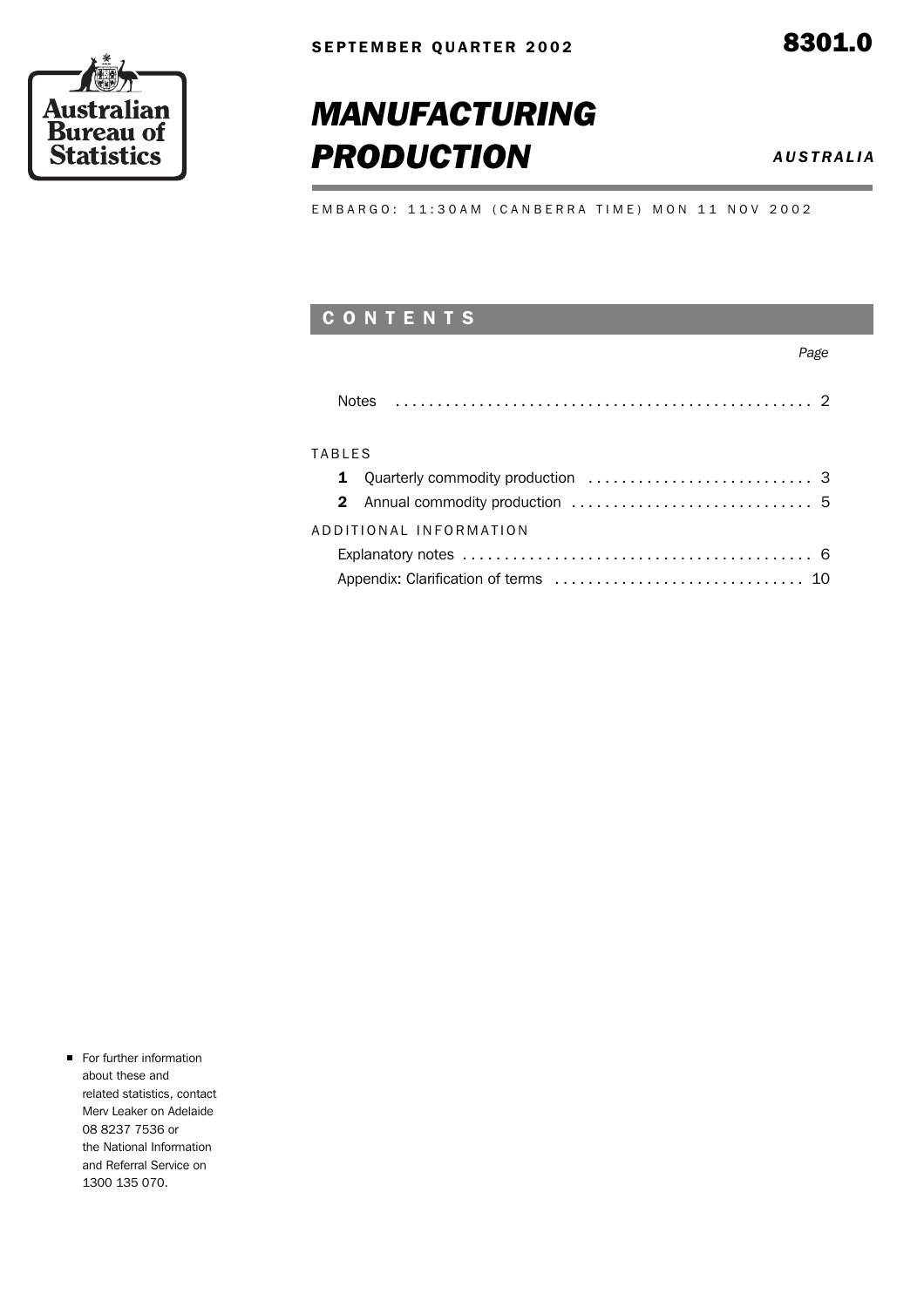SEPTEMBER QUARTER 2002

**8301.0**

Australian Bureau of Statistics

# *MANUFACTURING PRODUCTION*

***AUSTRALIA***

EMBARGO: 11:30AM (CANBERRA TIME) MON 11 NOV 2002

## CONTENTS

| | *Page* |
|---|---|
| Notes | 2 |
| **TABLES** | |
| **1** Quarterly commodity production | 3 |
| **2** Annual commodity production | 5 |
| **ADDITIONAL INFORMATION** | |
| Explanatory notes | 6 |
| Appendix: Clarification of terms | 10 |

- For further information about these and related statistics, contact Merv Leaker on Adelaide 08 8237 7536 or the National Information and Referral Service on 1300 135 070.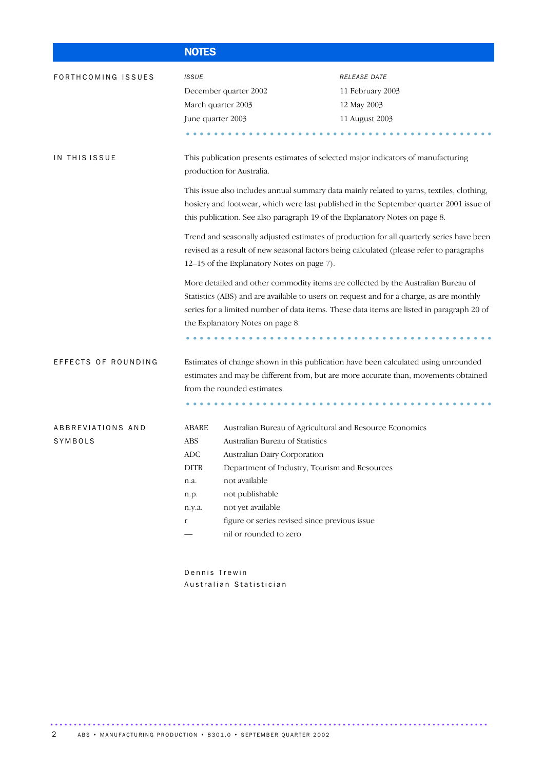# NOTES

## FORTHCOMING ISSUES

| *ISSUE* | *RELEASE DATE* |
|---|---|
| December quarter 2002 | 11 February 2003 |
| March quarter 2003 | 12 May 2003 |
| June quarter 2003 | 11 August 2003 |

## IN THIS ISSUE

This publication presents estimates of selected major indicators of manufacturing production for Australia.

This issue also includes annual summary data mainly related to yarns, textiles, clothing, hosiery and footwear, which were last published in the September quarter 2001 issue of this publication. See also paragraph 19 of the Explanatory Notes on page 8.

Trend and seasonally adjusted estimates of production for all quarterly series have been revised as a result of new seasonal factors being calculated (please refer to paragraphs 12–15 of the Explanatory Notes on page 7).

More detailed and other commodity items are collected by the Australian Bureau of Statistics (ABS) and are available to users on request and for a charge, as are monthly series for a limited number of data items. These data items are listed in paragraph 20 of the Explanatory Notes on page 8.

## EFFECTS OF ROUNDING

Estimates of change shown in this publication have been calculated using unrounded estimates and may be different from, but are more accurate than, movements obtained from the rounded estimates.

## ABBREVIATIONS AND SYMBOLS

| | |
|---|---|
| ABARE | Australian Bureau of Agricultural and Resource Economics |
| ABS | Australian Bureau of Statistics |
| ADC | Australian Dairy Corporation |
| DITR | Department of Industry, Tourism and Resources |
| n.a. | not available |
| n.p. | not publishable |
| n.y.a. | not yet available |
| r | figure or series revised since previous issue |
| — | nil or rounded to zero |

Dennis Trewin
Australian Statistician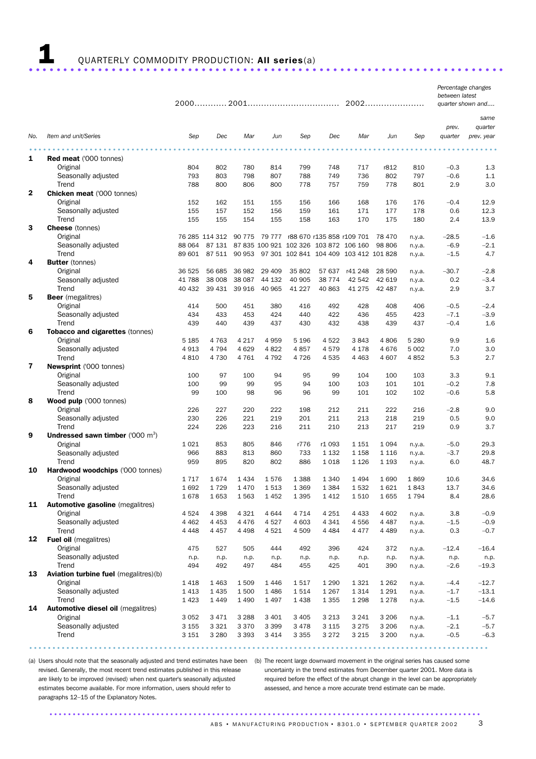# 1 QUARTERLY COMMODITY PRODUCTION: **All series**(a)

| No. | Item and unit/Series | 2000 Sep | 2000 Dec | 2001 Mar | 2001 Jun | 2001 Sep | 2001 Dec | 2002 Mar | 2002 Jun | 2002 Sep | Percentage changes between latest quarter shown and.... prev. quarter | same quarter prev. year |
|---|---|---|---|---|---|---|---|---|---|---|---|---|
| **1** | **Red meat** ('000 tonnes) | | | | | | | | | | | |
| | Original | 804 | 802 | 780 | 814 | 799 | 748 | 717 | r812 | 810 | –0.3 | 1.3 |
| | Seasonally adjusted | 793 | 803 | 798 | 807 | 788 | 749 | 736 | 802 | 797 | –0.6 | 1.1 |
| | Trend | 788 | 800 | 806 | 800 | 778 | 757 | 759 | 778 | 801 | 2.9 | 3.0 |
| **2** | **Chicken meat** ('000 tonnes) | | | | | | | | | | | |
| | Original | 152 | 162 | 151 | 155 | 156 | 166 | 168 | 176 | 176 | –0.4 | 12.9 |
| | Seasonally adjusted | 155 | 157 | 152 | 156 | 159 | 161 | 171 | 177 | 178 | 0.6 | 12.3 |
| | Trend | 155 | 155 | 154 | 155 | 158 | 163 | 170 | 175 | 180 | 2.4 | 13.9 |
| **3** | **Cheese** (tonnes) | | | | | | | | | | | |
| | Original | 76 285 | 114 312 | 90 775 | 79 777 | r88 670 | r135 858 | r109 701 | 78 470 | n.y.a. | –28.5 | –1.6 |
| | Seasonally adjusted | 88 064 | 87 131 | 87 835 | 100 921 | 102 326 | 103 872 | 106 160 | 98 806 | n.y.a. | –6.9 | –2.1 |
| | Trend | 89 601 | 87 511 | 90 953 | 97 301 | 102 841 | 104 409 | 103 412 | 101 828 | n.y.a. | –1.5 | 4.7 |
| **4** | **Butter** (tonnes) | | | | | | | | | | | |
| | Original | 36 525 | 56 685 | 36 982 | 29 409 | 35 802 | 57 637 | r41 248 | 28 590 | n.y.a. | –30.7 | –2.8 |
| | Seasonally adjusted | 41 788 | 38 008 | 38 087 | 44 132 | 40 905 | 38 774 | 42 542 | 42 619 | n.y.a. | 0.2 | –3.4 |
| | Trend | 40 432 | 39 431 | 39 916 | 40 965 | 41 227 | 40 863 | 41 275 | 42 487 | n.y.a. | 2.9 | 3.7 |
| **5** | **Beer** (megalitres) | | | | | | | | | | | |
| | Original | 414 | 500 | 451 | 380 | 416 | 492 | 428 | 408 | 406 | –0.5 | –2.4 |
| | Seasonally adjusted | 434 | 433 | 453 | 424 | 440 | 422 | 436 | 455 | 423 | –7.1 | –3.9 |
| | Trend | 439 | 440 | 439 | 437 | 430 | 432 | 438 | 439 | 437 | –0.4 | 1.6 |
| **6** | **Tobacco and cigarettes** (tonnes) | | | | | | | | | | | |
| | Original | 5 185 | 4 763 | 4 217 | 4 959 | 5 196 | 4 522 | 3 843 | 4 806 | 5 280 | 9.9 | 1.6 |
| | Seasonally adjusted | 4 913 | 4 794 | 4 629 | 4 822 | 4 857 | 4 579 | 4 178 | 4 676 | 5 002 | 7.0 | 3.0 |
| | Trend | 4 810 | 4 730 | 4 761 | 4 792 | 4 726 | 4 535 | 4 463 | 4 607 | 4 852 | 5.3 | 2.7 |
| **7** | **Newsprint** ('000 tonnes) | | | | | | | | | | | |
| | Original | 100 | 97 | 100 | 94 | 95 | 99 | 104 | 100 | 103 | 3.3 | 9.1 |
| | Seasonally adjusted | 100 | 99 | 99 | 95 | 94 | 100 | 103 | 101 | 101 | –0.2 | 7.8 |
| | Trend | 99 | 100 | 98 | 96 | 96 | 99 | 101 | 102 | 102 | –0.6 | 5.8 |
| **8** | **Wood pulp** ('000 tonnes) | | | | | | | | | | | |
| | Original | 226 | 227 | 220 | 222 | 198 | 212 | 211 | 222 | 216 | –2.8 | 9.0 |
| | Seasonally adjusted | 230 | 226 | 221 | 219 | 201 | 211 | 213 | 218 | 219 | 0.5 | 9.0 |
| | Trend | 224 | 226 | 223 | 216 | 211 | 210 | 213 | 217 | 219 | 0.9 | 3.7 |
| **9** | **Undressed sawn timber** ('000 $m^3$) | | | | | | | | | | | |
| | Original | 1 021 | 853 | 805 | 846 | r776 | r1 093 | 1 151 | 1 094 | n.y.a. | –5.0 | 29.3 |
| | Seasonally adjusted | 966 | 883 | 813 | 860 | 733 | 1 132 | 1 158 | 1 116 | n.y.a. | –3.7 | 29.8 |
| | Trend | 959 | 895 | 820 | 802 | 886 | 1 018 | 1 126 | 1 193 | n.y.a. | 6.0 | 48.7 |
| **10** | **Hardwood woodchips** ('000 tonnes) | | | | | | | | | | | |
| | Original | 1 717 | 1 674 | 1 434 | 1 576 | 1 388 | 1 340 | 1 494 | 1 690 | 1 869 | 10.6 | 34.6 |
| | Seasonally adjusted | 1 692 | 1 729 | 1 470 | 1 513 | 1 369 | 1 384 | 1 532 | 1 621 | 1 843 | 13.7 | 34.6 |
| | Trend | 1 678 | 1 653 | 1 563 | 1 452 | 1 395 | 1 412 | 1 510 | 1 655 | 1 794 | 8.4 | 28.6 |
| **11** | **Automotive gasoline** (megalitres) | | | | | | | | | | | |
| | Original | 4 524 | 4 398 | 4 321 | 4 644 | 4 714 | 4 251 | 4 433 | 4 602 | n.y.a. | 3.8 | –0.9 |
| | Seasonally adjusted | 4 462 | 4 453 | 4 476 | 4 527 | 4 603 | 4 341 | 4 556 | 4 487 | n.y.a. | –1.5 | –0.9 |
| | Trend | 4 448 | 4 457 | 4 498 | 4 521 | 4 509 | 4 484 | 4 477 | 4 489 | n.y.a. | 0.3 | –0.7 |
| **12** | **Fuel oil** (megalitres) | | | | | | | | | | | |
| | Original | 475 | 527 | 505 | 444 | 492 | 396 | 424 | 372 | n.y.a. | –12.4 | –16.4 |
| | Seasonally adjusted | n.p. | n.p. | n.p. | n.p. | n.p. | n.p. | n.p. | n.p. | n.y.a. | n.p. | n.p. |
| | Trend | 494 | 492 | 497 | 484 | 455 | 425 | 401 | 390 | n.y.a. | –2.6 | –19.3 |
| **13** | **Aviation turbine fuel** (megalitres)(b) | | | | | | | | | | | |
| | Original | 1 418 | 1 463 | 1 509 | 1 446 | 1 517 | 1 290 | 1 321 | 1 262 | n.y.a. | –4.4 | –12.7 |
| | Seasonally adjusted | 1 413 | 1 435 | 1 500 | 1 486 | 1 514 | 1 267 | 1 314 | 1 291 | n.y.a. | –1.7 | –13.1 |
| | Trend | 1 423 | 1 449 | 1 490 | 1 497 | 1 438 | 1 355 | 1 298 | 1 278 | n.y.a. | –1.5 | –14.6 |
| **14** | **Automotive diesel oil** (megalitres) | | | | | | | | | | | |
| | Original | 3 052 | 3 471 | 3 288 | 3 401 | 3 405 | 3 213 | 3 241 | 3 206 | n.y.a. | –1.1 | –5.7 |
| | Seasonally adjusted | 3 155 | 3 321 | 3 370 | 3 399 | 3 478 | 3 115 | 3 275 | 3 206 | n.y.a. | –2.1 | –5.7 |
| | Trend | 3 151 | 3 280 | 3 393 | 3 414 | 3 355 | 3 272 | 3 215 | 3 200 | n.y.a. | –0.5 | –6.3 |

(a) Users should note that the seasonally adjusted and trend estimates have been revised. Generally, the most recent trend estimates published in this release are likely to be improved (revised) when next quarter's seasonally adjusted estimates become available. For more information, users should refer to paragraphs 12–15 of the Explanatory Notes.

(b) The recent large downward movement in the original series has caused some uncertainty in the trend estimates from December quarter 2001. More data is required before the effect of the abrupt change in the level can be appropriately assessed, and hence a more accurate trend estimate can be made.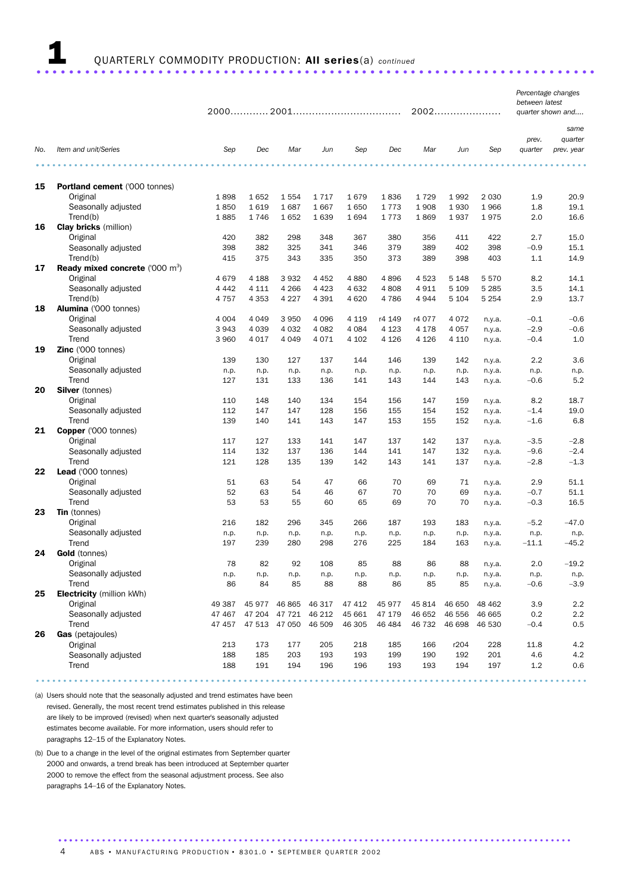# 1 QUARTERLY COMMODITY PRODUCTION: **All series**(a) *continued*

| No. | Item and unit/Series | 2000 Sep | 2000 Dec | 2001 Mar | 2001 Jun | 2001 Sep | 2001 Dec | 2002 Mar | 2002 Jun | 2002 Sep | *Percentage changes between latest quarter shown and.... prev. quarter* | *same quarter prev. year* |
|---|---|---|---|---|---|---|---|---|---|---|---|---|
| **15** | **Portland cement** ('000 tonnes) | | | | | | | | | | | |
| | Original | 1 898 | 1 652 | 1 554 | 1 717 | 1 679 | 1 836 | 1 729 | 1 992 | 2 030 | 1.9 | 20.9 |
| | Seasonally adjusted | 1 850 | 1 619 | 1 687 | 1 667 | 1 650 | 1 773 | 1 908 | 1 930 | 1 966 | 1.8 | 19.1 |
| | Trend(b) | 1 885 | 1 746 | 1 652 | 1 639 | 1 694 | 1 773 | 1 869 | 1 937 | 1 975 | 2.0 | 16.6 |
| **16** | **Clay bricks** (million) | | | | | | | | | | | |
| | Original | 420 | 382 | 298 | 348 | 367 | 380 | 356 | 411 | 422 | 2.7 | 15.0 |
| | Seasonally adjusted | 398 | 382 | 325 | 341 | 346 | 379 | 389 | 402 | 398 | −0.9 | 15.1 |
| | Trend(b) | 415 | 375 | 343 | 335 | 350 | 373 | 389 | 398 | 403 | 1.1 | 14.9 |
| **17** | **Ready mixed concrete** ('000 $m^3$) | | | | | | | | | | | |
| | Original | 4 679 | 4 188 | 3 932 | 4 452 | 4 880 | 4 896 | 4 523 | 5 148 | 5 570 | 8.2 | 14.1 |
| | Seasonally adjusted | 4 442 | 4 111 | 4 266 | 4 423 | 4 632 | 4 808 | 4 911 | 5 109 | 5 285 | 3.5 | 14.1 |
| | Trend(b) | 4 757 | 4 353 | 4 227 | 4 391 | 4 620 | 4 786 | 4 944 | 5 104 | 5 254 | 2.9 | 13.7 |
| **18** | **Alumina** ('000 tonnes) | | | | | | | | | | | |
| | Original | 4 004 | 4 049 | 3 950 | 4 096 | 4 119 | r4 149 | r4 077 | 4 072 | n.y.a. | −0.1 | −0.6 |
| | Seasonally adjusted | 3 943 | 4 039 | 4 032 | 4 082 | 4 084 | 4 123 | 4 178 | 4 057 | n.y.a. | −2.9 | −0.6 |
| | Trend | 3 960 | 4 017 | 4 049 | 4 071 | 4 102 | 4 126 | 4 126 | 4 110 | n.y.a. | −0.4 | 1.0 |
| **19** | **Zinc** ('000 tonnes) | | | | | | | | | | | |
| | Original | 139 | 130 | 127 | 137 | 144 | 146 | 139 | 142 | n.y.a. | 2.2 | 3.6 |
| | Seasonally adjusted | n.p. | n.p. | n.p. | n.p. | n.p. | n.p. | n.p. | n.p. | n.y.a. | n.p. | n.p. |
| | Trend | 127 | 131 | 133 | 136 | 141 | 143 | 144 | 143 | n.y.a. | −0.6 | 5.2 |
| **20** | **Silver** (tonnes) | | | | | | | | | | | |
| | Original | 110 | 148 | 140 | 134 | 154 | 156 | 147 | 159 | n.y.a. | 8.2 | 18.7 |
| | Seasonally adjusted | 112 | 147 | 147 | 128 | 156 | 155 | 154 | 152 | n.y.a. | −1.4 | 19.0 |
| | Trend | 139 | 140 | 141 | 143 | 147 | 153 | 155 | 152 | n.y.a. | −1.6 | 6.8 |
| **21** | **Copper** ('000 tonnes) | | | | | | | | | | | |
| | Original | 117 | 127 | 133 | 141 | 147 | 137 | 142 | 137 | n.y.a. | −3.5 | −2.8 |
| | Seasonally adjusted | 114 | 132 | 137 | 136 | 144 | 141 | 147 | 132 | n.y.a. | −9.6 | −2.4 |
| | Trend | 121 | 128 | 135 | 139 | 142 | 143 | 141 | 137 | n.y.a. | −2.8 | −1.3 |
| **22** | **Lead** ('000 tonnes) | | | | | | | | | | | |
| | Original | 51 | 63 | 54 | 47 | 66 | 70 | 69 | 71 | n.y.a. | 2.9 | 51.1 |
| | Seasonally adjusted | 52 | 63 | 54 | 46 | 67 | 70 | 70 | 69 | n.y.a. | −0.7 | 51.1 |
| | Trend | 53 | 53 | 55 | 60 | 65 | 69 | 70 | 70 | n.y.a. | −0.3 | 16.5 |
| **23** | **Tin** (tonnes) | | | | | | | | | | | |
| | Original | 216 | 182 | 296 | 345 | 266 | 187 | 193 | 183 | n.y.a. | −5.2 | −47.0 |
| | Seasonally adjusted | n.p. | n.p. | n.p. | n.p. | n.p. | n.p. | n.p. | n.p. | n.y.a. | n.p. | n.p. |
| | Trend | 197 | 239 | 280 | 298 | 276 | 225 | 184 | 163 | n.y.a. | −11.1 | −45.2 |
| **24** | **Gold** (tonnes) | | | | | | | | | | | |
| | Original | 78 | 82 | 92 | 108 | 85 | 88 | 86 | 88 | n.y.a. | 2.0 | −19.2 |
| | Seasonally adjusted | n.p. | n.p. | n.p. | n.p. | n.p. | n.p. | n.p. | n.p. | n.y.a. | n.p. | n.p. |
| | Trend | 86 | 84 | 85 | 88 | 88 | 86 | 85 | 85 | n.y.a. | −0.6 | −3.9 |
| **25** | **Electricity** (million kWh) | | | | | | | | | | | |
| | Original | 49 387 | 45 977 | 46 865 | 46 317 | 47 412 | 45 977 | 45 814 | 46 650 | 48 462 | 3.9 | 2.2 |
| | Seasonally adjusted | 47 467 | 47 204 | 47 721 | 46 212 | 45 661 | 47 179 | 46 652 | 46 556 | 46 665 | 0.2 | 2.2 |
| | Trend | 47 457 | 47 513 | 47 050 | 46 509 | 46 305 | 46 484 | 46 732 | 46 698 | 46 530 | −0.4 | 0.5 |
| **26** | **Gas** (petajoules) | | | | | | | | | | | |
| | Original | 213 | 173 | 177 | 205 | 218 | 185 | 166 | r204 | 228 | 11.8 | 4.2 |
| | Seasonally adjusted | 188 | 185 | 203 | 193 | 193 | 199 | 190 | 192 | 201 | 4.6 | 4.2 |
| | Trend | 188 | 191 | 194 | 196 | 196 | 193 | 193 | 194 | 197 | 1.2 | 0.6 |

(a) Users should note that the seasonally adjusted and trend estimates have been revised. Generally, the most recent trend estimates published in this release are likely to be improved (revised) when next quarter's seasonally adjusted estimates become available. For more information, users should refer to paragraphs 12–15 of the Explanatory Notes.

(b) Due to a change in the level of the original estimates from September quarter 2000 and onwards, a trend break has been introduced at September quarter 2000 to remove the effect from the seasonal adjustment process. See also paragraphs 14–16 of the Explanatory Notes.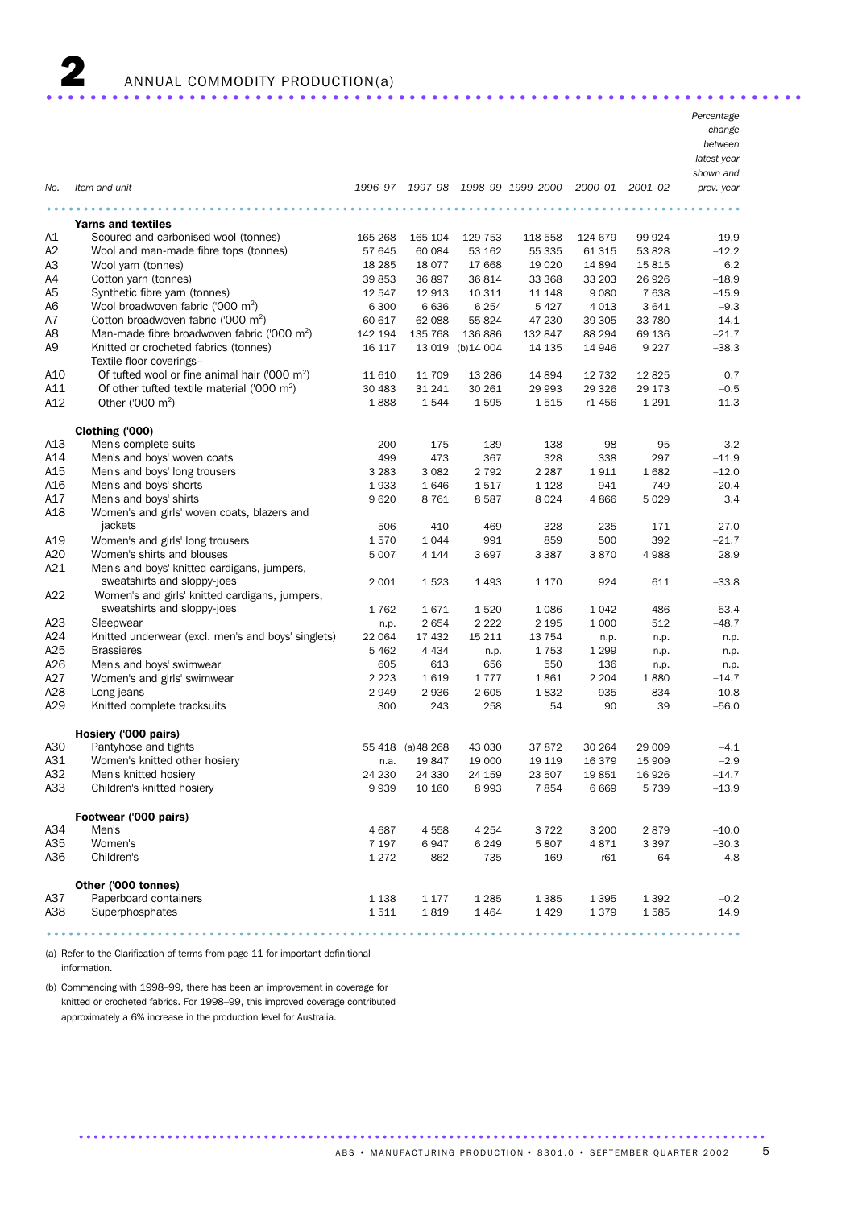## 2 ANNUAL COMMODITY PRODUCTION(a)

| No. | Item and unit | 1996–97 | 1997–98 | 1998–99 | 1999–2000 | 2000–01 | 2001–02 | Percentage change between latest year shown and prev. year |
|---|---|---|---|---|---|---|---|---|
| | **Yarns and textiles** | | | | | | | |
| A1 | Scoured and carbonised wool (tonnes) | 165 268 | 165 104 | 129 753 | 118 558 | 124 679 | 99 924 | −19.9 |
| A2 | Wool and man-made fibre tops (tonnes) | 57 645 | 60 084 | 53 162 | 55 335 | 61 315 | 53 828 | −12.2 |
| A3 | Wool yarn (tonnes) | 18 285 | 18 077 | 17 668 | 19 020 | 14 894 | 15 815 | 6.2 |
| A4 | Cotton yarn (tonnes) | 39 853 | 36 897 | 36 814 | 33 368 | 33 203 | 26 926 | −18.9 |
| A5 | Synthetic fibre yarn (tonnes) | 12 547 | 12 913 | 10 311 | 11 148 | 9 080 | 7 638 | −15.9 |
| A6 | Wool broadwoven fabric ('000 $m^2$) | 6 300 | 6 636 | 6 254 | 5 427 | 4 013 | 3 641 | −9.3 |
| A7 | Cotton broadwoven fabric ('000 $m^2$) | 60 617 | 62 088 | 55 824 | 47 230 | 39 305 | 33 780 | −14.1 |
| A8 | Man-made fibre broadwoven fabric ('000 $m^2$) | 142 194 | 135 768 | 136 886 | 132 847 | 88 294 | 69 136 | −21.7 |
| A9 | Knitted or crocheted fabrics (tonnes) | 16 117 | 13 019 | (b)14 004 | 14 135 | 14 946 | 9 227 | −38.3 |
| | Textile floor coverings– | | | | | | | |
| A10 | Of tufted wool or fine animal hair ('000 $m^2$) | 11 610 | 11 709 | 13 286 | 14 894 | 12 732 | 12 825 | 0.7 |
| A11 | Of other tufted textile material ('000 $m^2$) | 30 483 | 31 241 | 30 261 | 29 993 | 29 326 | 29 173 | −0.5 |
| A12 | Other ('000 $m^2$) | 1 888 | 1 544 | 1 595 | 1 515 | r1 456 | 1 291 | −11.3 |
| | **Clothing ('000)** | | | | | | | |
| A13 | Men's complete suits | 200 | 175 | 139 | 138 | 98 | 95 | −3.2 |
| A14 | Men's and boys' woven coats | 499 | 473 | 367 | 328 | 338 | 297 | −11.9 |
| A15 | Men's and boys' long trousers | 3 283 | 3 082 | 2 792 | 2 287 | 1 911 | 1 682 | −12.0 |
| A16 | Men's and boys' shorts | 1 933 | 1 646 | 1 517 | 1 128 | 941 | 749 | −20.4 |
| A17 | Men's and boys' shirts | 9 620 | 8 761 | 8 587 | 8 024 | 4 866 | 5 029 | 3.4 |
| A18 | Women's and girls' woven coats, blazers and jackets | 506 | 410 | 469 | 328 | 235 | 171 | −27.0 |
| A19 | Women's and girls' long trousers | 1 570 | 1 044 | 991 | 859 | 500 | 392 | −21.7 |
| A20 | Women's shirts and blouses | 5 007 | 4 144 | 3 697 | 3 387 | 3 870 | 4 988 | 28.9 |
| A21 | Men's and boys' knitted cardigans, jumpers, sweatshirts and sloppy-joes | 2 001 | 1 523 | 1 493 | 1 170 | 924 | 611 | −33.8 |
| A22 | Women's and girls' knitted cardigans, jumpers, sweatshirts and sloppy-joes | 1 762 | 1 671 | 1 520 | 1 086 | 1 042 | 486 | −53.4 |
| A23 | Sleepwear | n.p. | 2 654 | 2 222 | 2 195 | 1 000 | 512 | −48.7 |
| A24 | Knitted underwear (excl. men's and boys' singlets) | 22 064 | 17 432 | 15 211 | 13 754 | n.p. | n.p. | n.p. |
| A25 | Brassieres | 5 462 | 4 434 | n.p. | 1 753 | 1 299 | n.p. | n.p. |
| A26 | Men's and boys' swimwear | 605 | 613 | 656 | 550 | 136 | n.p. | n.p. |
| A27 | Women's and girls' swimwear | 2 223 | 1 619 | 1 777 | 1 861 | 2 204 | 1 880 | −14.7 |
| A28 | Long jeans | 2 949 | 2 936 | 2 605 | 1 832 | 935 | 834 | −10.8 |
| A29 | Knitted complete tracksuits | 300 | 243 | 258 | 54 | 90 | 39 | −56.0 |
| | **Hosiery ('000 pairs)** | | | | | | | |
| A30 | Pantyhose and tights | 55 418 | (a)48 268 | 43 030 | 37 872 | 30 264 | 29 009 | −4.1 |
| A31 | Women's knitted other hosiery | n.a. | 19 847 | 19 000 | 19 119 | 16 379 | 15 909 | −2.9 |
| A32 | Men's knitted hosiery | 24 230 | 24 330 | 24 159 | 23 507 | 19 851 | 16 926 | −14.7 |
| A33 | Children's knitted hosiery | 9 939 | 10 160 | 8 993 | 7 854 | 6 669 | 5 739 | −13.9 |
| | **Footwear ('000 pairs)** | | | | | | | |
| A34 | Men's | 4 687 | 4 558 | 4 254 | 3 722 | 3 200 | 2 879 | −10.0 |
| A35 | Women's | 7 197 | 6 947 | 6 249 | 5 807 | 4 871 | 3 397 | −30.3 |
| A36 | Children's | 1 272 | 862 | 735 | 169 | r61 | 64 | 4.8 |
| | **Other ('000 tonnes)** | | | | | | | |
| A37 | Paperboard containers | 1 138 | 1 177 | 1 285 | 1 385 | 1 395 | 1 392 | −0.2 |
| A38 | Superphosphates | 1 511 | 1 819 | 1 464 | 1 429 | 1 379 | 1 585 | 14.9 |

(a) Refer to the Clarification of terms from page 11 for important definitional information.

(b) Commencing with 1998–99, there has been an improvement in coverage for knitted or crocheted fabrics. For 1998–99, this improved coverage contributed approximately a 6% increase in the production level for Australia.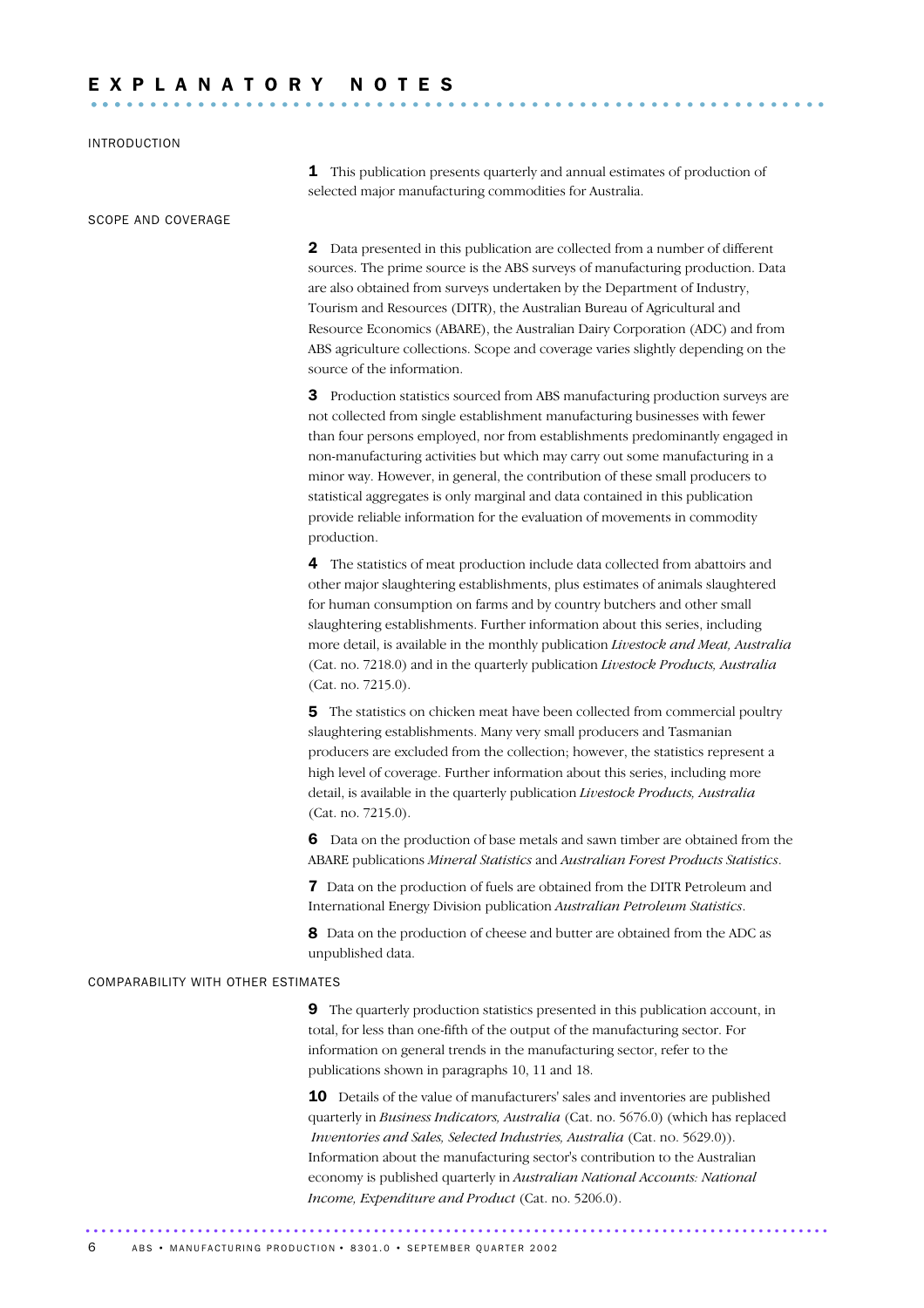# EXPLANATORY NOTES

## INTRODUCTION

**1** This publication presents quarterly and annual estimates of production of selected major manufacturing commodities for Australia.

## SCOPE AND COVERAGE

**2** Data presented in this publication are collected from a number of different sources. The prime source is the ABS surveys of manufacturing production. Data are also obtained from surveys undertaken by the Department of Industry, Tourism and Resources (DITR), the Australian Bureau of Agricultural and Resource Economics (ABARE), the Australian Dairy Corporation (ADC) and from ABS agriculture collections. Scope and coverage varies slightly depending on the source of the information.

**3** Production statistics sourced from ABS manufacturing production surveys are not collected from single establishment manufacturing businesses with fewer than four persons employed, nor from establishments predominantly engaged in non-manufacturing activities but which may carry out some manufacturing in a minor way. However, in general, the contribution of these small producers to statistical aggregates is only marginal and data contained in this publication provide reliable information for the evaluation of movements in commodity production.

**4** The statistics of meat production include data collected from abattoirs and other major slaughtering establishments, plus estimates of animals slaughtered for human consumption on farms and by country butchers and other small slaughtering establishments. Further information about this series, including more detail, is available in the monthly publication *Livestock and Meat, Australia* (Cat. no. 7218.0) and in the quarterly publication *Livestock Products, Australia* (Cat. no. 7215.0).

**5** The statistics on chicken meat have been collected from commercial poultry slaughtering establishments. Many very small producers and Tasmanian producers are excluded from the collection; however, the statistics represent a high level of coverage. Further information about this series, including more detail, is available in the quarterly publication *Livestock Products, Australia* (Cat. no. 7215.0).

**6** Data on the production of base metals and sawn timber are obtained from the ABARE publications *Mineral Statistics* and *Australian Forest Products Statistics*.

**7** Data on the production of fuels are obtained from the DITR Petroleum and International Energy Division publication *Australian Petroleum Statistics*.

**8** Data on the production of cheese and butter are obtained from the ADC as unpublished data.

## COMPARABILITY WITH OTHER ESTIMATES

**9** The quarterly production statistics presented in this publication account, in total, for less than one-fifth of the output of the manufacturing sector. For information on general trends in the manufacturing sector, refer to the publications shown in paragraphs 10, 11 and 18.

**10** Details of the value of manufacturers' sales and inventories are published quarterly in *Business Indicators, Australia* (Cat. no. 5676.0) (which has replaced *Inventories and Sales, Selected Industries, Australia* (Cat. no. 5629.0)). Information about the manufacturing sector's contribution to the Australian economy is published quarterly in *Australian National Accounts: National Income, Expenditure and Product* (Cat. no. 5206.0).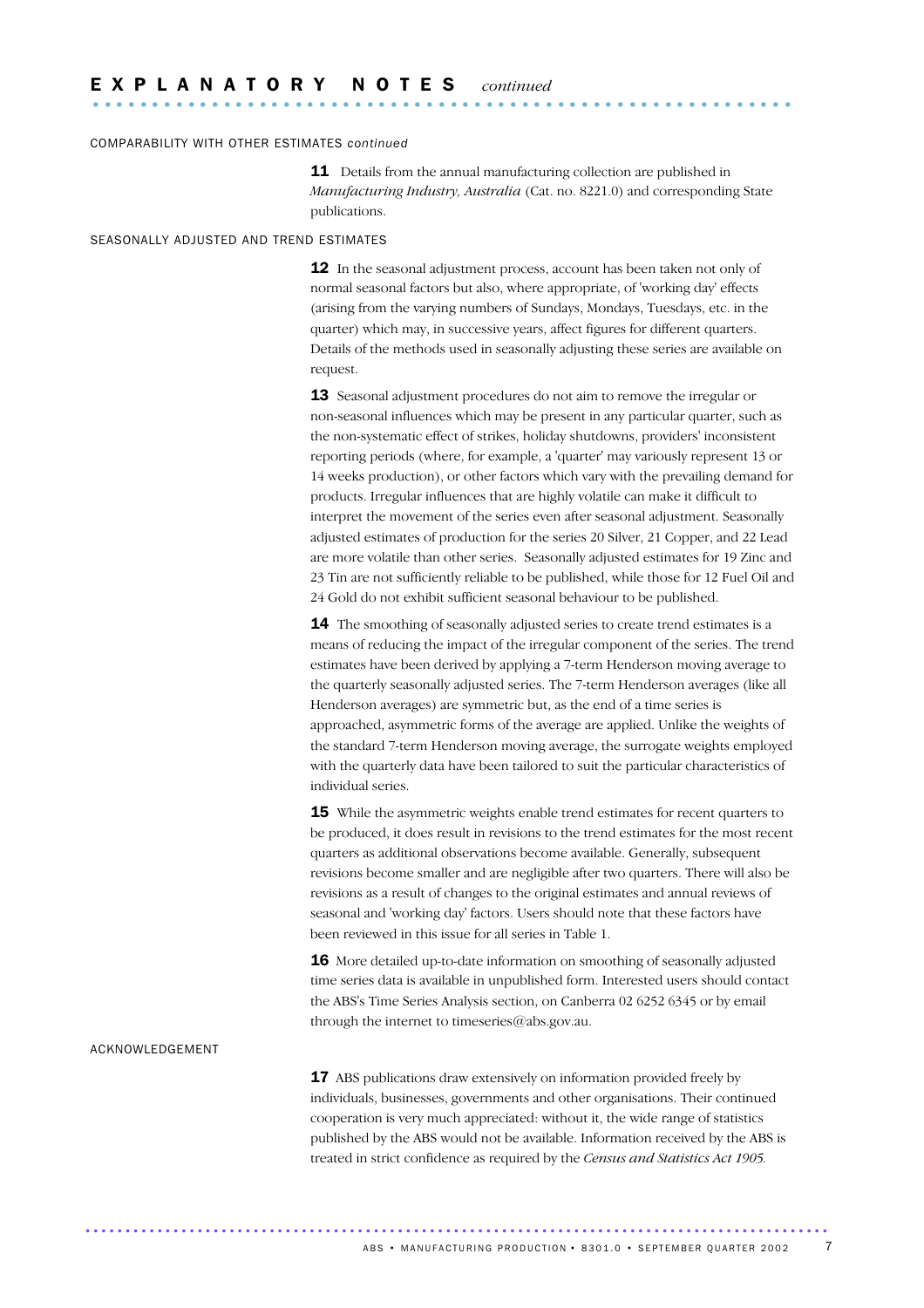# EXPLANATORY NOTES *continued*

## COMPARABILITY WITH OTHER ESTIMATES *continued*

**11** Details from the annual manufacturing collection are published in *Manufacturing Industry, Australia* (Cat. no. 8221.0) and corresponding State publications.

## SEASONALLY ADJUSTED AND TREND ESTIMATES

**12** In the seasonal adjustment process, account has been taken not only of normal seasonal factors but also, where appropriate, of 'working day' effects (arising from the varying numbers of Sundays, Mondays, Tuesdays, etc. in the quarter) which may, in successive years, affect figures for different quarters. Details of the methods used in seasonally adjusting these series are available on request.

**13** Seasonal adjustment procedures do not aim to remove the irregular or non-seasonal influences which may be present in any particular quarter, such as the non-systematic effect of strikes, holiday shutdowns, providers' inconsistent reporting periods (where, for example, a 'quarter' may variously represent 13 or 14 weeks production), or other factors which vary with the prevailing demand for products. Irregular influences that are highly volatile can make it difficult to interpret the movement of the series even after seasonal adjustment. Seasonally adjusted estimates of production for the series 20 Silver, 21 Copper, and 22 Lead are more volatile than other series. Seasonally adjusted estimates for 19 Zinc and 23 Tin are not sufficiently reliable to be published, while those for 12 Fuel Oil and 24 Gold do not exhibit sufficient seasonal behaviour to be published.

**14** The smoothing of seasonally adjusted series to create trend estimates is a means of reducing the impact of the irregular component of the series. The trend estimates have been derived by applying a 7-term Henderson moving average to the quarterly seasonally adjusted series. The 7-term Henderson averages (like all Henderson averages) are symmetric but, as the end of a time series is approached, asymmetric forms of the average are applied. Unlike the weights of the standard 7-term Henderson moving average, the surrogate weights employed with the quarterly data have been tailored to suit the particular characteristics of individual series.

**15** While the asymmetric weights enable trend estimates for recent quarters to be produced, it does result in revisions to the trend estimates for the most recent quarters as additional observations become available. Generally, subsequent revisions become smaller and are negligible after two quarters. There will also be revisions as a result of changes to the original estimates and annual reviews of seasonal and 'working day' factors. Users should note that these factors have been reviewed in this issue for all series in Table 1.

**16** More detailed up-to-date information on smoothing of seasonally adjusted time series data is available in unpublished form. Interested users should contact the ABS's Time Series Analysis section, on Canberra 02 6252 6345 or by email through the internet to timeseries@abs.gov.au.

## ACKNOWLEDGEMENT

**17** ABS publications draw extensively on information provided freely by individuals, businesses, governments and other organisations. Their continued cooperation is very much appreciated: without it, the wide range of statistics published by the ABS would not be available. Information received by the ABS is treated in strict confidence as required by the *Census and Statistics Act 1905.*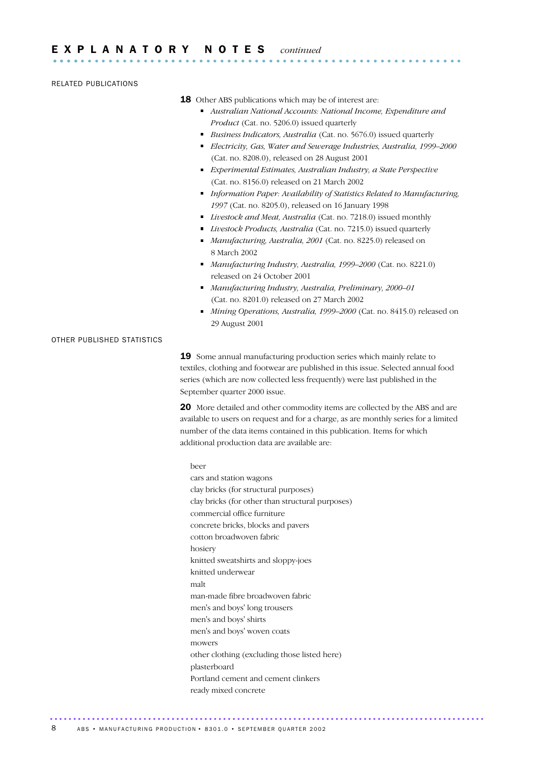## EXPLANATORY NOTES *continued*

### RELATED PUBLICATIONS

**18** Other ABS publications which may be of interest are:

- *Australian National Accounts: National Income, Expenditure and Product* (Cat. no. 5206.0) issued quarterly
- *Business Indicators, Australia* (Cat. no. 5676.0) issued quarterly
- *Electricity, Gas, Water and Sewerage Industries, Australia, 1999–2000* (Cat. no. 8208.0), released on 28 August 2001
- *Experimental Estimates, Australian Industry, a State Perspective* (Cat. no. 8156.0) released on 21 March 2002
- *Information Paper: Availability of Statistics Related to Manufacturing, 1997* (Cat. no. 8205.0), released on 16 January 1998
- *Livestock and Meat, Australia* (Cat. no. 7218.0) issued monthly
- *Livestock Products, Australia* (Cat. no. 7215.0) issued quarterly
- *Manufacturing, Australia, 2001* (Cat. no. 8225.0) released on 8 March 2002
- *Manufacturing Industry, Australia, 1999–2000* (Cat. no. 8221.0) released on 24 October 2001
- *Manufacturing Industry, Australia, Preliminary, 2000–01* (Cat. no. 8201.0) released on 27 March 2002
- *Mining Operations, Australia, 1999–2000* (Cat. no. 8415.0) released on 29 August 2001

### OTHER PUBLISHED STATISTICS

**19** Some annual manufacturing production series which mainly relate to textiles, clothing and footwear are published in this issue. Selected annual food series (which are now collected less frequently) were last published in the September quarter 2000 issue.

**20** More detailed and other commodity items are collected by the ABS and are available to users on request and for a charge, as are monthly series for a limited number of the data items contained in this publication. Items for which additional production data are available are:

beer
cars and station wagons
clay bricks (for structural purposes)
clay bricks (for other than structural purposes)
commercial office furniture
concrete bricks, blocks and pavers
cotton broadwoven fabric
hosiery
knitted sweatshirts and sloppy-joes
knitted underwear
malt
man-made fibre broadwoven fabric
men's and boys' long trousers
men's and boys' shirts
men's and boys' woven coats
mowers
other clothing (excluding those listed here)
plasterboard
Portland cement and cement clinkers
ready mixed concrete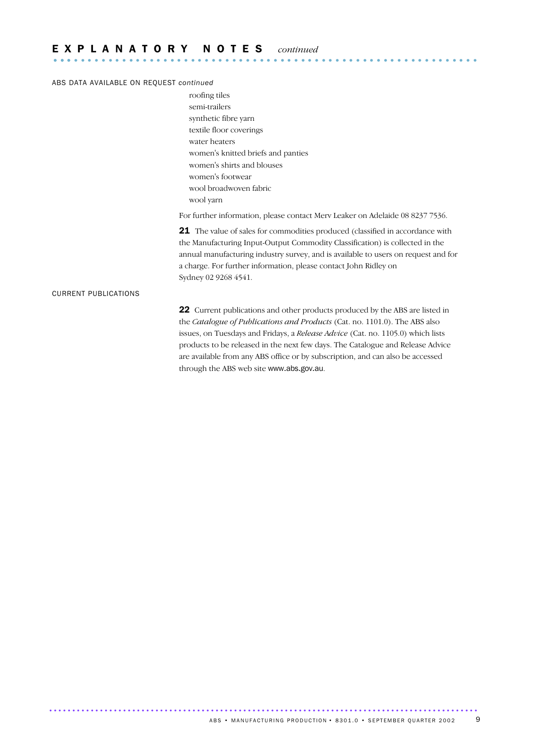## EXPLANATORY NOTES *continued*

ABS DATA AVAILABLE ON REQUEST *continued*

- roofing tiles
- semi-trailers
- synthetic fibre yarn
- textile floor coverings
- water heaters
- women's knitted briefs and panties
- women's shirts and blouses
- women's footwear
- wool broadwoven fabric
- wool yarn

For further information, please contact Merv Leaker on Adelaide 08 8237 7536.

**21** The value of sales for commodities produced (classified in accordance with the Manufacturing Input-Output Commodity Classification) is collected in the annual manufacturing industry survey, and is available to users on request and for a charge. For further information, please contact John Ridley on Sydney 02 9268 4541.

CURRENT PUBLICATIONS

**22** Current publications and other products produced by the ABS are listed in the *Catalogue of Publications and Products* (Cat. no. 1101.0). The ABS also issues, on Tuesdays and Fridays, a *Release Advice* (Cat. no. 1105.0) which lists products to be released in the next few days. The Catalogue and Release Advice are available from any ABS office or by subscription, and can also be accessed through the ABS web site www.abs.gov.au.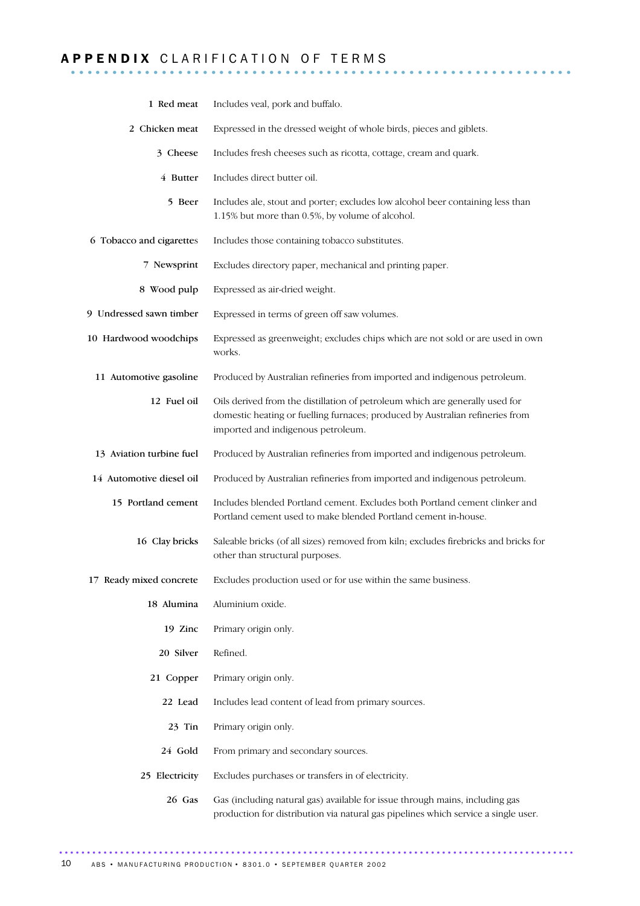# APPENDIX CLARIFICATION OF TERMS

| | |
|---|---|
| 1 Red meat | Includes veal, pork and buffalo. |
| 2 Chicken meat | Expressed in the dressed weight of whole birds, pieces and giblets. |
| 3 Cheese | Includes fresh cheeses such as ricotta, cottage, cream and quark. |
| 4 Butter | Includes direct butter oil. |
| 5 Beer | Includes ale, stout and porter; excludes low alcohol beer containing less than 1.15% but more than 0.5%, by volume of alcohol. |
| 6 Tobacco and cigarettes | Includes those containing tobacco substitutes. |
| 7 Newsprint | Excludes directory paper, mechanical and printing paper. |
| 8 Wood pulp | Expressed as air-dried weight. |
| 9 Undressed sawn timber | Expressed in terms of green off saw volumes. |
| 10 Hardwood woodchips | Expressed as greenweight; excludes chips which are not sold or are used in own works. |
| 11 Automotive gasoline | Produced by Australian refineries from imported and indigenous petroleum. |
| 12 Fuel oil | Oils derived from the distillation of petroleum which are generally used for domestic heating or fuelling furnaces; produced by Australian refineries from imported and indigenous petroleum. |
| 13 Aviation turbine fuel | Produced by Australian refineries from imported and indigenous petroleum. |
| 14 Automotive diesel oil | Produced by Australian refineries from imported and indigenous petroleum. |
| 15 Portland cement | Includes blended Portland cement. Excludes both Portland cement clinker and Portland cement used to make blended Portland cement in-house. |
| 16 Clay bricks | Saleable bricks (of all sizes) removed from kiln; excludes firebricks and bricks for other than structural purposes. |
| 17 Ready mixed concrete | Excludes production used or for use within the same business. |
| 18 Alumina | Aluminium oxide. |
| 19 Zinc | Primary origin only. |
| 20 Silver | Refined. |
| 21 Copper | Primary origin only. |
| 22 Lead | Includes lead content of lead from primary sources. |
| 23 Tin | Primary origin only. |
| 24 Gold | From primary and secondary sources. |
| 25 Electricity | Excludes purchases or transfers in of electricity. |
| 26 Gas | Gas (including natural gas) available for issue through mains, including gas production for distribution via natural gas pipelines which service a single user. |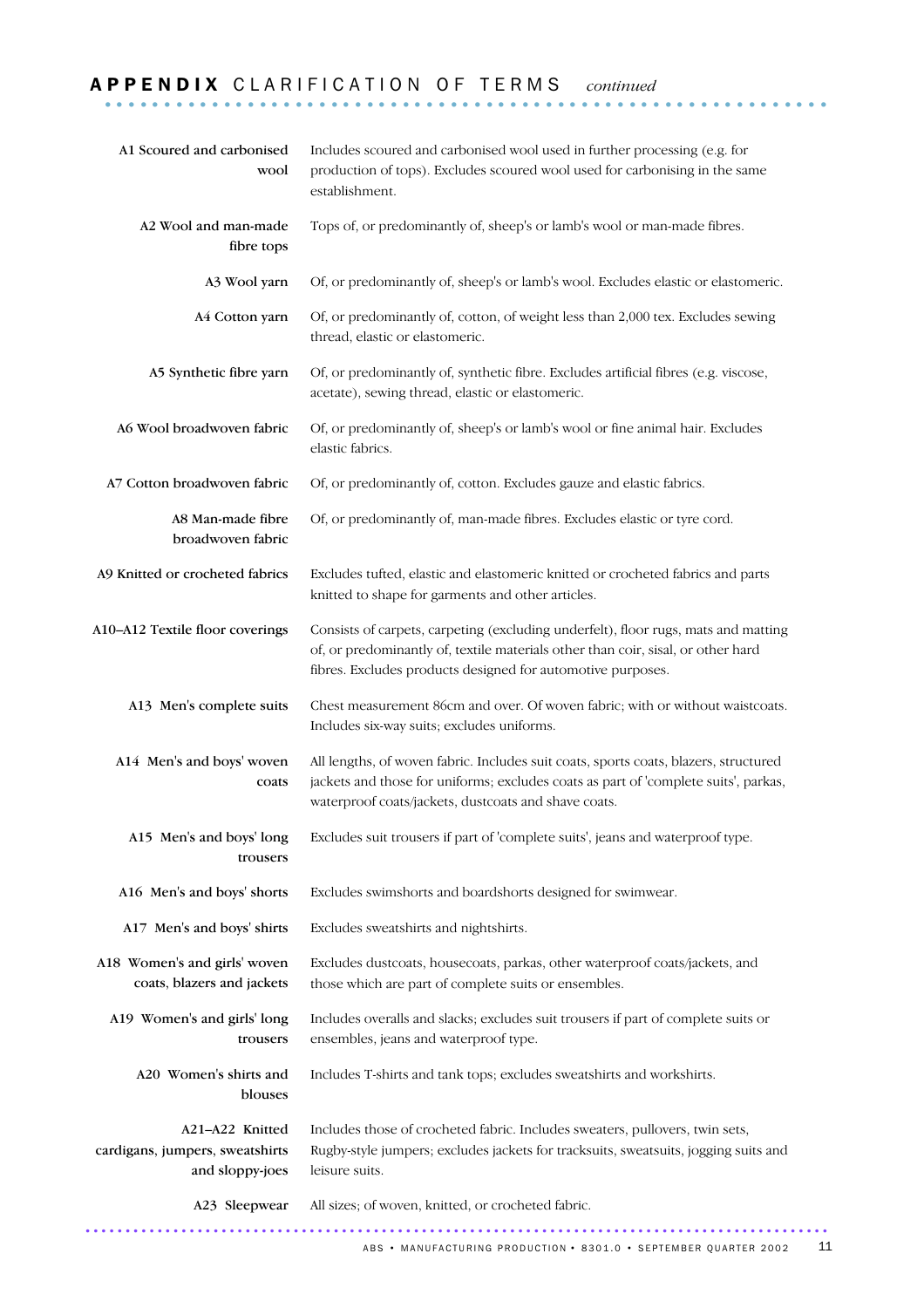## APPENDIX CLARIFICATION OF TERMS *continued*

| Term | Description |
|---|---|
| A1 Scoured and carbonised wool | Includes scoured and carbonised wool used in further processing (e.g. for production of tops). Excludes scoured wool used for carbonising in the same establishment. |
| A2 Wool and man-made fibre tops | Tops of, or predominantly of, sheep's or lamb's wool or man-made fibres. |
| A3 Wool yarn | Of, or predominantly of, sheep's or lamb's wool. Excludes elastic or elastomeric. |
| A4 Cotton yarn | Of, or predominantly of, cotton, of weight less than 2,000 tex. Excludes sewing thread, elastic or elastomeric. |
| A5 Synthetic fibre yarn | Of, or predominantly of, synthetic fibre. Excludes artificial fibres (e.g. viscose, acetate), sewing thread, elastic or elastomeric. |
| A6 Wool broadwoven fabric | Of, or predominantly of, sheep's or lamb's wool or fine animal hair. Excludes elastic fabrics. |
| A7 Cotton broadwoven fabric | Of, or predominantly of, cotton. Excludes gauze and elastic fabrics. |
| A8 Man-made fibre broadwoven fabric | Of, or predominantly of, man-made fibres. Excludes elastic or tyre cord. |
| A9 Knitted or crocheted fabrics | Excludes tufted, elastic and elastomeric knitted or crocheted fabrics and parts knitted to shape for garments and other articles. |
| A10–A12 Textile floor coverings | Consists of carpets, carpeting (excluding underfelt), floor rugs, mats and matting of, or predominantly of, textile materials other than coir, sisal, or other hard fibres. Excludes products designed for automotive purposes. |
| A13 Men's complete suits | Chest measurement 86cm and over. Of woven fabric; with or without waistcoats. Includes six-way suits; excludes uniforms. |
| A14 Men's and boys' woven coats | All lengths, of woven fabric. Includes suit coats, sports coats, blazers, structured jackets and those for uniforms; excludes coats as part of 'complete suits', parkas, waterproof coats/jackets, dustcoats and shave coats. |
| A15 Men's and boys' long trousers | Excludes suit trousers if part of 'complete suits', jeans and waterproof type. |
| A16 Men's and boys' shorts | Excludes swimshorts and boardshorts designed for swimwear. |
| A17 Men's and boys' shirts | Excludes sweatshirts and nightshirts. |
| A18 Women's and girls' woven coats, blazers and jackets | Excludes dustcoats, housecoats, parkas, other waterproof coats/jackets, and those which are part of complete suits or ensembles. |
| A19 Women's and girls' long trousers | Includes overalls and slacks; excludes suit trousers if part of complete suits or ensembles, jeans and waterproof type. |
| A20 Women's shirts and blouses | Includes T-shirts and tank tops; excludes sweatshirts and workshirts. |
| A21–A22 Knitted cardigans, jumpers, sweatshirts and sloppy-joes | Includes those of crocheted fabric. Includes sweaters, pullovers, twin sets, Rugby-style jumpers; excludes jackets for tracksuits, sweatsuits, jogging suits and leisure suits. |
| A23 Sleepwear | All sizes; of woven, knitted, or crocheted fabric. |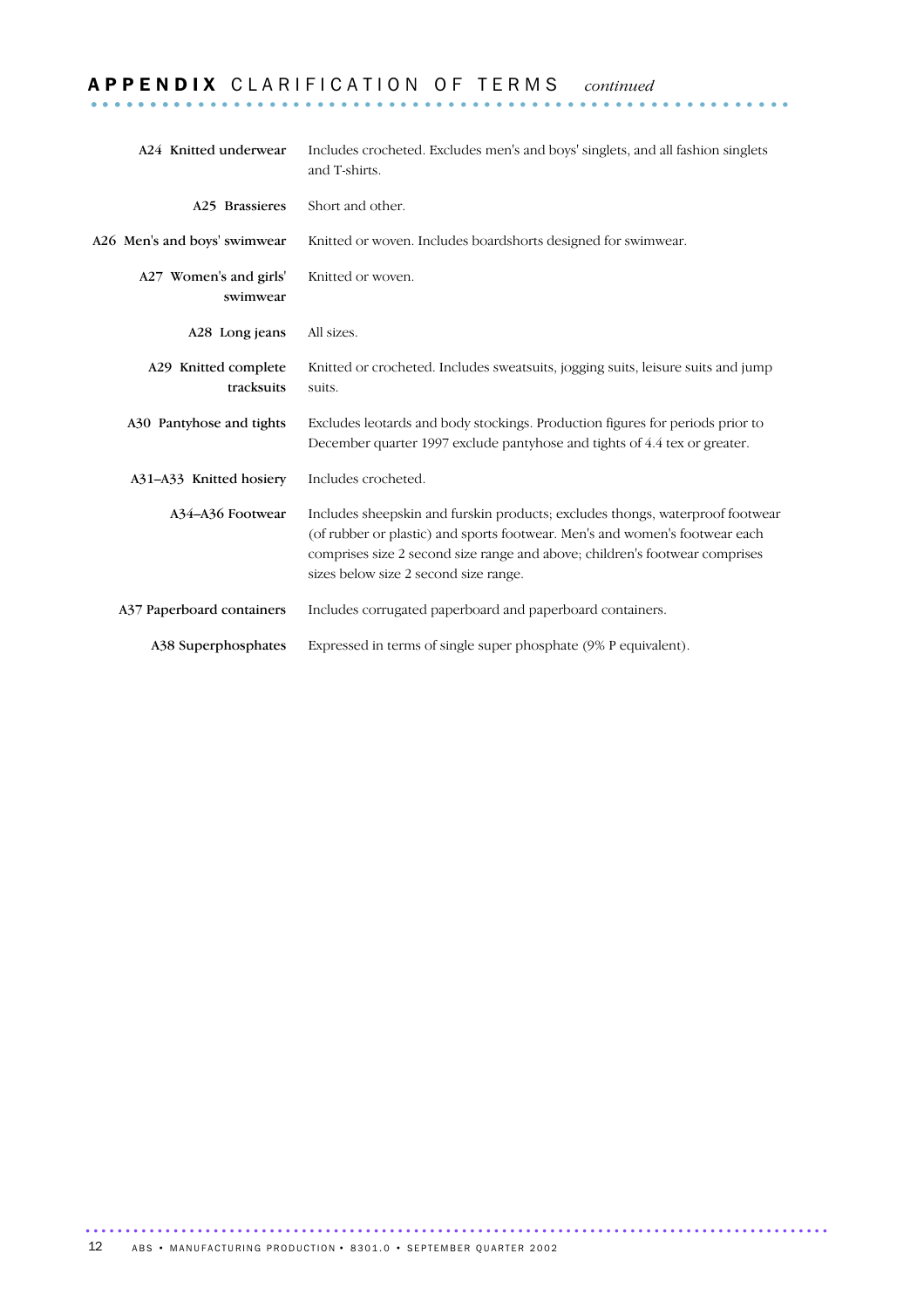## APPENDIX CLARIFICATION OF TERMS *continued*

| | |
|---|---|
| A24 Knitted underwear | Includes crocheted. Excludes men's and boys' singlets, and all fashion singlets and T-shirts. |
| A25 Brassieres | Short and other. |
| A26 Men's and boys' swimwear | Knitted or woven. Includes boardshorts designed for swimwear. |
| A27 Women's and girls' swimwear | Knitted or woven. |
| A28 Long jeans | All sizes. |
| A29 Knitted complete tracksuits | Knitted or crocheted. Includes sweatsuits, jogging suits, leisure suits and jump suits. |
| A30 Pantyhose and tights | Excludes leotards and body stockings. Production figures for periods prior to December quarter 1997 exclude pantyhose and tights of 4.4 tex or greater. |
| A31–A33 Knitted hosiery | Includes crocheted. |
| A34–A36 Footwear | Includes sheepskin and furskin products; excludes thongs, waterproof footwear (of rubber or plastic) and sports footwear. Men's and women's footwear each comprises size 2 second size range and above; children's footwear comprises sizes below size 2 second size range. |
| A37 Paperboard containers | Includes corrugated paperboard and paperboard containers. |
| A38 Superphosphates | Expressed in terms of single super phosphate (9% P equivalent). |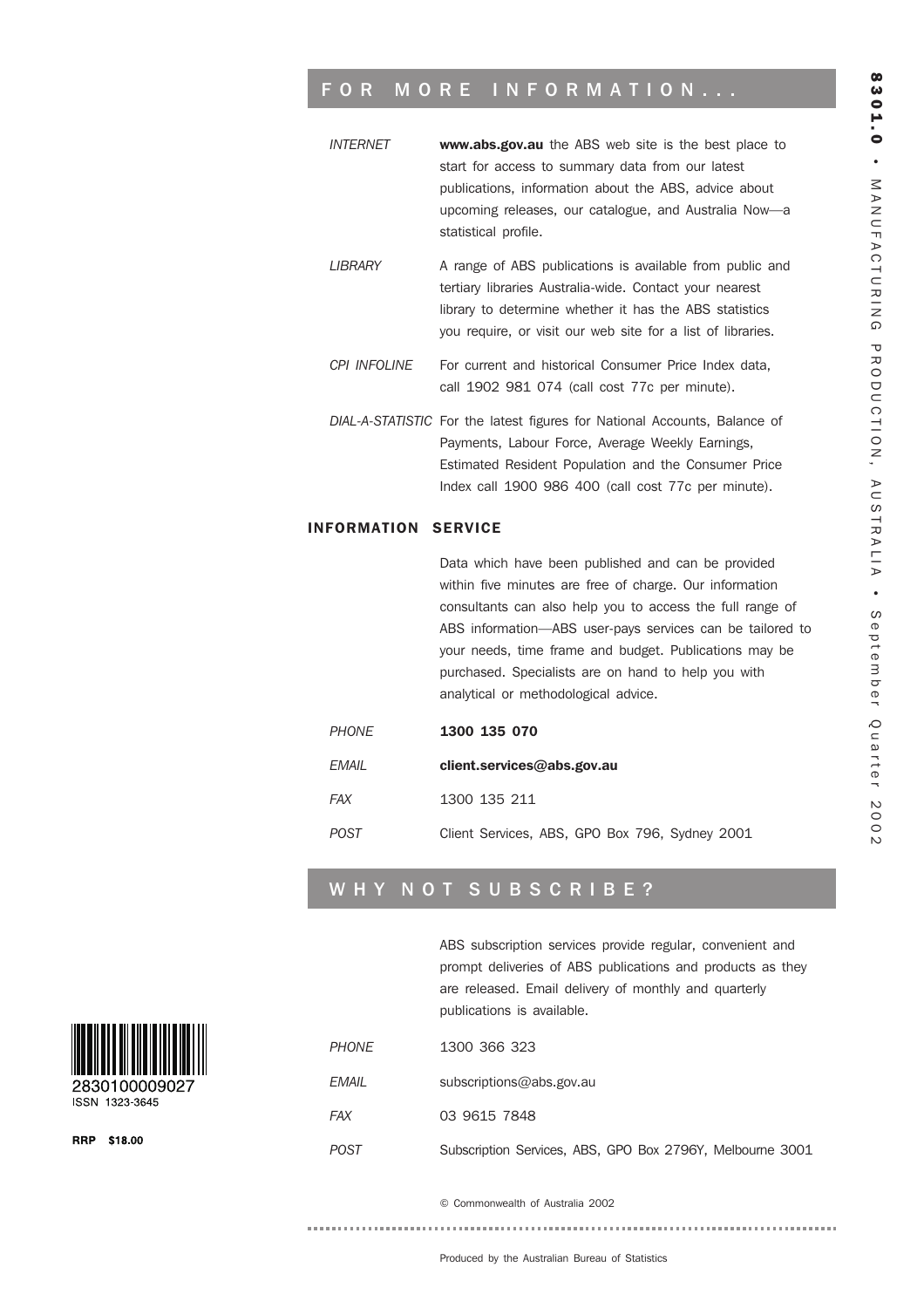## FOR MORE INFORMATION...

*INTERNET* **www.abs.gov.au** the ABS web site is the best place to start for access to summary data from our latest publications, information about the ABS, advice about upcoming releases, our catalogue, and Australia Now—a statistical profile.

*LIBRARY* A range of ABS publications is available from public and tertiary libraries Australia-wide. Contact your nearest library to determine whether it has the ABS statistics you require, or visit our web site for a list of libraries.

*CPI INFOLINE* For current and historical Consumer Price Index data, call 1902 981 074 (call cost 77c per minute).

*DIAL-A-STATISTIC* For the latest figures for National Accounts, Balance of Payments, Labour Force, Average Weekly Earnings, Estimated Resident Population and the Consumer Price Index call 1900 986 400 (call cost 77c per minute).

### INFORMATION SERVICE

Data which have been published and can be provided within five minutes are free of charge. Our information consultants can also help you to access the full range of ABS information—ABS user-pays services can be tailored to your needs, time frame and budget. Publications may be purchased. Specialists are on hand to help you with analytical or methodological advice.

*PHONE* **1300 135 070**

*EMAIL* **client.services@abs.gov.au**

*FAX* 1300 135 211

*POST* Client Services, ABS, GPO Box 796, Sydney 2001

## WHY NOT SUBSCRIBE?

ABS subscription services provide regular, convenient and prompt deliveries of ABS publications and products as they are released. Email delivery of monthly and quarterly publications is available.

*PHONE* 1300 366 323

*EMAIL* subscriptions@abs.gov.au

*FAX* 03 9615 7848

*POST* Subscription Services, ABS, GPO Box 2796Y, Melbourne 3001

2830100009027
ISSN 1323-3645

**RRP $18.00**

© Commonwealth of Australia 2002

Produced by the Australian Bureau of Statistics